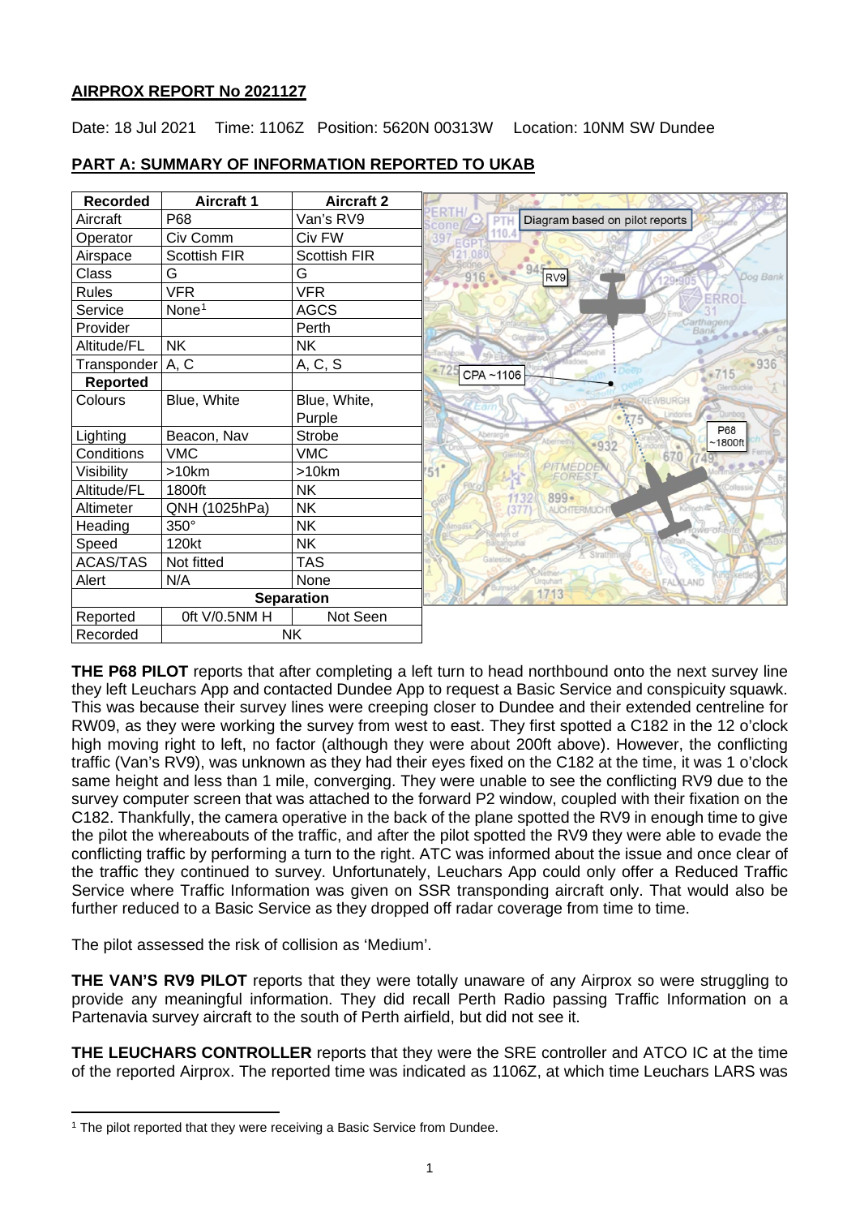**AIRPROX REPORT No 2021127**

Date: 18 Jul 2021 Time: 1106Z Position: 5620N 00313W Location: 10NM SW Dundee

## PART A: SUMMARY OF INFORMATION REPORTED TO UKAB

| Recorded | Aircraft 1 | Aircraft 2 |
|---|---|---|
| Aircraft | P68 | Van's RV9 |
| Operator | Civ Comm | Civ FW |
| Airspace | Scottish FIR | Scottish FIR |
| Class | G | G |
| Rules | VFR | VFR |
| Service | None[1] | AGCS |
| Provider | | Perth |
| Altitude/FL | NK | NK |
| Transponder | A, C | A, C, S |
| **Reported** | | |
| Colours | Blue, White | Blue, White, Purple |
| Lighting | Beacon, Nav | Strobe |
| Conditions | VMC | VMC |
| Visibility | >10km | >10km |
| Altitude/FL | 1800ft | NK |
| Altimeter | QNH (1025hPa) | NK |
| Heading | 350° | NK |
| Speed | 120kt | NK |
| ACAS/TAS | Not fitted | TAS |
| Alert | N/A | None |
| **Separation** | | |
| Reported | 0ft V/0.5NM H | Not Seen |
| Recorded | NK | |

Diagram based on pilot reports

**THE P68 PILOT** reports that after completing a left turn to head northbound onto the next survey line they left Leuchars App and contacted Dundee App to request a Basic Service and conspicuity squawk. This was because their survey lines were creeping closer to Dundee and their extended centreline for RW09, as they were working the survey from west to east. They first spotted a C182 in the 12 o'clock high moving right to left, no factor (although they were about 200ft above). However, the conflicting traffic (Van's RV9), was unknown as they had their eyes fixed on the C182 at the time, it was 1 o'clock same height and less than 1 mile, converging. They were unable to see the conflicting RV9 due to the survey computer screen that was attached to the forward P2 window, coupled with their fixation on the C182. Thankfully, the camera operative in the back of the plane spotted the RV9 in enough time to give the pilot the whereabouts of the traffic, and after the pilot spotted the RV9 they were able to evade the conflicting traffic by performing a turn to the right. ATC was informed about the issue and once clear of the traffic they continued to survey. Unfortunately, Leuchars App could only offer a Reduced Traffic Service where Traffic Information was given on SSR transponding aircraft only. That would also be further reduced to a Basic Service as they dropped off radar coverage from time to time.

The pilot assessed the risk of collision as 'Medium'.

**THE VAN'S RV9 PILOT** reports that they were totally unaware of any Airprox so were struggling to provide any meaningful information. They did recall Perth Radio passing Traffic Information on a Partenavia survey aircraft to the south of Perth airfield, but did not see it.

**THE LEUCHARS CONTROLLER** reports that they were the SRE controller and ATCO IC at the time of the reported Airprox. The reported time was indicated as 1106Z, at which time Leuchars LARS was

[1] The pilot reported that they were receiving a Basic Service from Dundee.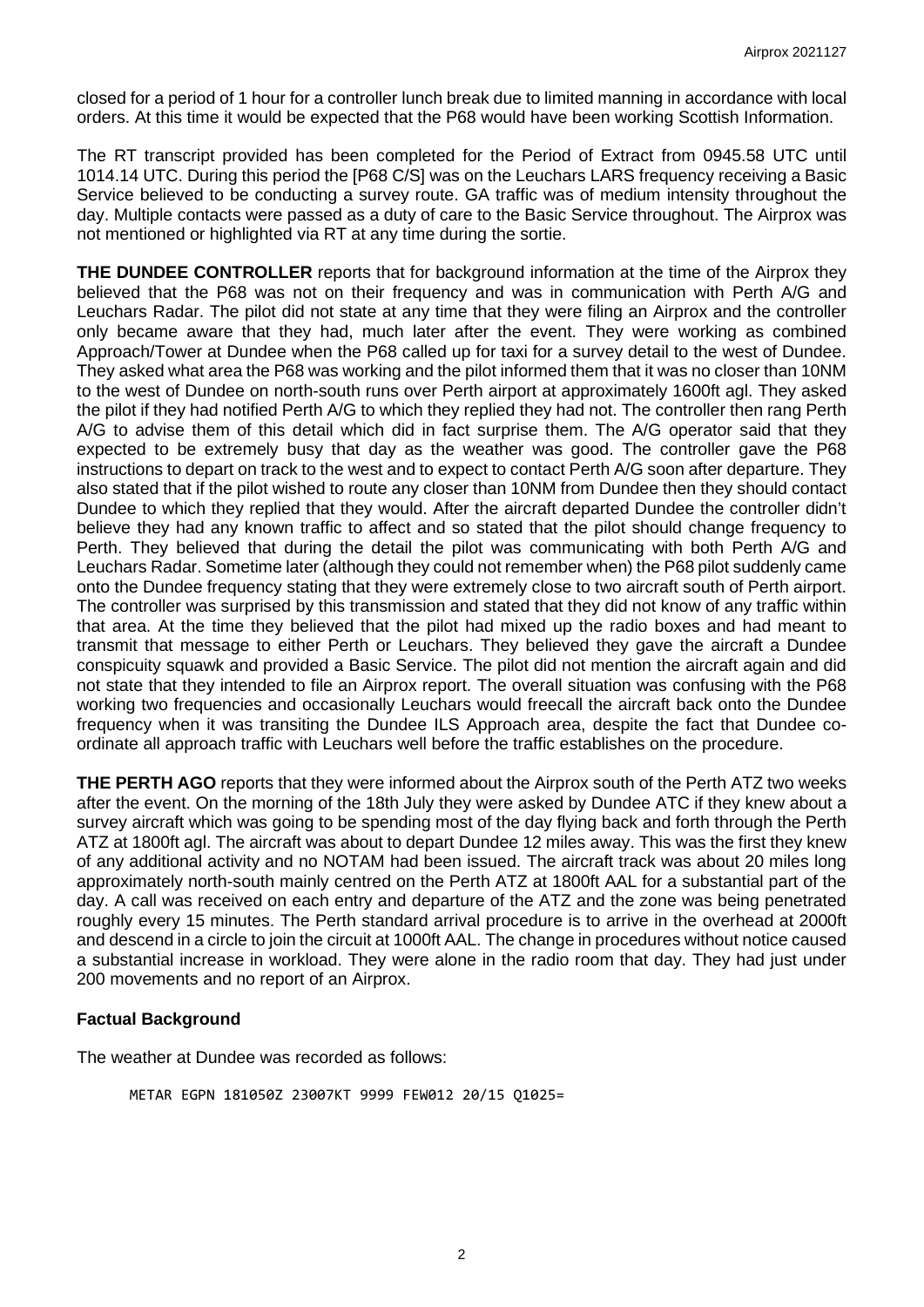closed for a period of 1 hour for a controller lunch break due to limited manning in accordance with local orders. At this time it would be expected that the P68 would have been working Scottish Information.

The RT transcript provided has been completed for the Period of Extract from 0945.58 UTC until 1014.14 UTC. During this period the [P68 C/S] was on the Leuchars LARS frequency receiving a Basic Service believed to be conducting a survey route. GA traffic was of medium intensity throughout the day. Multiple contacts were passed as a duty of care to the Basic Service throughout. The Airprox was not mentioned or highlighted via RT at any time during the sortie.

**THE DUNDEE CONTROLLER** reports that for background information at the time of the Airprox they believed that the P68 was not on their frequency and was in communication with Perth A/G and Leuchars Radar. The pilot did not state at any time that they were filing an Airprox and the controller only became aware that they had, much later after the event. They were working as combined Approach/Tower at Dundee when the P68 called up for taxi for a survey detail to the west of Dundee. They asked what area the P68 was working and the pilot informed them that it was no closer than 10NM to the west of Dundee on north-south runs over Perth airport at approximately 1600ft agl. They asked the pilot if they had notified Perth A/G to which they replied they had not. The controller then rang Perth A/G to advise them of this detail which did in fact surprise them. The A/G operator said that they expected to be extremely busy that day as the weather was good. The controller gave the P68 instructions to depart on track to the west and to expect to contact Perth A/G soon after departure. They also stated that if the pilot wished to route any closer than 10NM from Dundee then they should contact Dundee to which they replied that they would. After the aircraft departed Dundee the controller didn't believe they had any known traffic to affect and so stated that the pilot should change frequency to Perth. They believed that during the detail the pilot was communicating with both Perth A/G and Leuchars Radar. Sometime later (although they could not remember when) the P68 pilot suddenly came onto the Dundee frequency stating that they were extremely close to two aircraft south of Perth airport. The controller was surprised by this transmission and stated that they did not know of any traffic within that area. At the time they believed that the pilot had mixed up the radio boxes and had meant to transmit that message to either Perth or Leuchars. They believed they gave the aircraft a Dundee conspicuity squawk and provided a Basic Service. The pilot did not mention the aircraft again and did not state that they intended to file an Airprox report. The overall situation was confusing with the P68 working two frequencies and occasionally Leuchars would freecall the aircraft back onto the Dundee frequency when it was transiting the Dundee ILS Approach area, despite the fact that Dundee co-ordinate all approach traffic with Leuchars well before the traffic establishes on the procedure.

**THE PERTH AGO** reports that they were informed about the Airprox south of the Perth ATZ two weeks after the event. On the morning of the 18th July they were asked by Dundee ATC if they knew about a survey aircraft which was going to be spending most of the day flying back and forth through the Perth ATZ at 1800ft agl. The aircraft was about to depart Dundee 12 miles away. This was the first they knew of any additional activity and no NOTAM had been issued. The aircraft track was about 20 miles long approximately north-south mainly centred on the Perth ATZ at 1800ft AAL for a substantial part of the day. A call was received on each entry and departure of the ATZ and the zone was being penetrated roughly every 15 minutes. The Perth standard arrival procedure is to arrive in the overhead at 2000ft and descend in a circle to join the circuit at 1000ft AAL. The change in procedures without notice caused a substantial increase in workload. They were alone in the radio room that day. They had just under 200 movements and no report of an Airprox.

## Factual Background

The weather at Dundee was recorded as follows:

```
METAR EGPN 181050Z 23007KT 9999 FEW012 20/15 Q1025=
```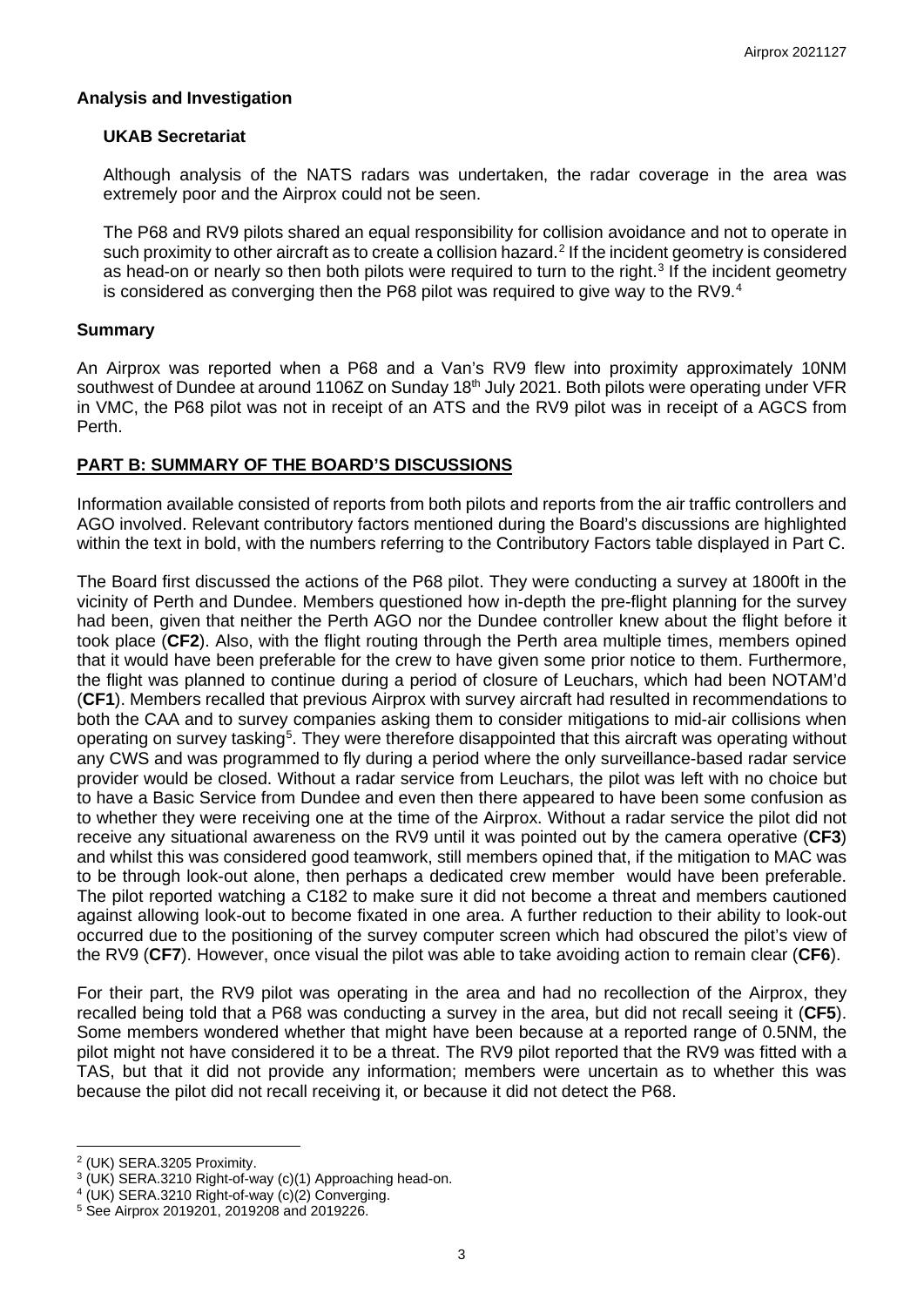## Analysis and Investigation

### UKAB Secretariat

Although analysis of the NATS radars was undertaken, the radar coverage in the area was extremely poor and the Airprox could not be seen.

The P68 and RV9 pilots shared an equal responsibility for collision avoidance and not to operate in such proximity to other aircraft as to create a collision hazard.[2] If the incident geometry is considered as head-on or nearly so then both pilots were required to turn to the right.[3] If the incident geometry is considered as converging then the P68 pilot was required to give way to the RV9.[4]

## Summary

An Airprox was reported when a P68 and a Van's RV9 flew into proximity approximately 10NM southwest of Dundee at around 1106Z on Sunday 18th July 2021. Both pilots were operating under VFR in VMC, the P68 pilot was not in receipt of an ATS and the RV9 pilot was in receipt of a AGCS from Perth.

## PART B: SUMMARY OF THE BOARD'S DISCUSSIONS

Information available consisted of reports from both pilots and reports from the air traffic controllers and AGO involved. Relevant contributory factors mentioned during the Board's discussions are highlighted within the text in bold, with the numbers referring to the Contributory Factors table displayed in Part C.

The Board first discussed the actions of the P68 pilot. They were conducting a survey at 1800ft in the vicinity of Perth and Dundee. Members questioned how in-depth the pre-flight planning for the survey had been, given that neither the Perth AGO nor the Dundee controller knew about the flight before it took place (**CF2**). Also, with the flight routing through the Perth area multiple times, members opined that it would have been preferable for the crew to have given some prior notice to them. Furthermore, the flight was planned to continue during a period of closure of Leuchars, which had been NOTAM'd (**CF1**). Members recalled that previous Airprox with survey aircraft had resulted in recommendations to both the CAA and to survey companies asking them to consider mitigations to mid-air collisions when operating on survey tasking[5]. They were therefore disappointed that this aircraft was operating without any CWS and was programmed to fly during a period where the only surveillance-based radar service provider would be closed. Without a radar service from Leuchars, the pilot was left with no choice but to have a Basic Service from Dundee and even then there appeared to have been some confusion as to whether they were receiving one at the time of the Airprox. Without a radar service the pilot did not receive any situational awareness on the RV9 until it was pointed out by the camera operative (**CF3**) and whilst this was considered good teamwork, still members opined that, if the mitigation to MAC was to be through look-out alone, then perhaps a dedicated crew member would have been preferable. The pilot reported watching a C182 to make sure it did not become a threat and members cautioned against allowing look-out to become fixated in one area. A further reduction to their ability to look-out occurred due to the positioning of the survey computer screen which had obscured the pilot's view of the RV9 (**CF7**). However, once visual the pilot was able to take avoiding action to remain clear (**CF6**).

For their part, the RV9 pilot was operating in the area and had no recollection of the Airprox, they recalled being told that a P68 was conducting a survey in the area, but did not recall seeing it (**CF5**). Some members wondered whether that might have been because at a reported range of 0.5NM, the pilot might not have considered it to be a threat. The RV9 pilot reported that the RV9 was fitted with a TAS, but that it did not provide any information; members were uncertain as to whether this was because the pilot did not recall receiving it, or because it did not detect the P68.

---

[2] (UK) SERA.3205 Proximity.

[3] (UK) SERA.3210 Right-of-way (c)(1) Approaching head-on.

[4] (UK) SERA.3210 Right-of-way (c)(2) Converging.

[5] See Airprox 2019201, 2019208 and 2019226.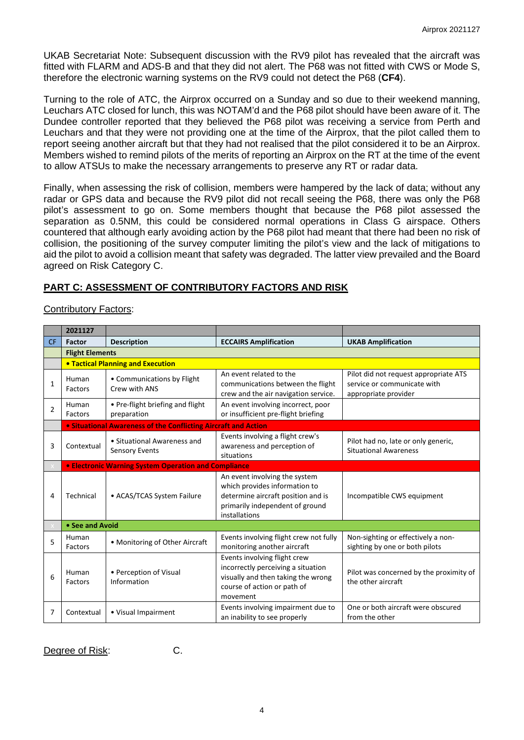UKAB Secretariat Note: Subsequent discussion with the RV9 pilot has revealed that the aircraft was fitted with FLARM and ADS-B and that they did not alert. The P68 was not fitted with CWS or Mode S, therefore the electronic warning systems on the RV9 could not detect the P68 (**CF4**).

Turning to the role of ATC, the Airprox occurred on a Sunday and so due to their weekend manning, Leuchars ATC closed for lunch, this was NOTAM'd and the P68 pilot should have been aware of it. The Dundee controller reported that they believed the P68 pilot was receiving a service from Perth and Leuchars and that they were not providing one at the time of the Airprox, that the pilot called them to report seeing another aircraft but that they had not realised that the pilot considered it to be an Airprox. Members wished to remind pilots of the merits of reporting an Airprox on the RT at the time of the event to allow ATSUs to make the necessary arrangements to preserve any RT or radar data.

Finally, when assessing the risk of collision, members were hampered by the lack of data; without any radar or GPS data and because the RV9 pilot did not recall seeing the P68, there was only the P68 pilot's assessment to go on. Some members thought that because the P68 pilot assessed the separation as 0.5NM, this could be considered normal operations in Class G airspace. Others countered that although early avoiding action by the P68 pilot had meant that there had been no risk of collision, the positioning of the survey computer limiting the pilot's view and the lack of mitigations to aid the pilot to avoid a collision meant that safety was degraded. The latter view prevailed and the Board agreed on Risk Category C.

## PART C: ASSESSMENT OF CONTRIBUTORY FACTORS AND RISK

Contributory Factors:

| | 2021127 | | | |
|---|---|---|---|---|
| CF | Factor | Description | ECCAIRS Amplification | UKAB Amplification |
| | **Flight Elements** | | | |
| | **• Tactical Planning and Execution** | | | |
| 1 | Human Factors | • Communications by Flight Crew with ANS | An event related to the communications between the flight crew and the air navigation service. | Pilot did not request appropriate ATS service or communicate with appropriate provider |
| 2 | Human Factors | • Pre-flight briefing and flight preparation | An event involving incorrect, poor or insufficient pre-flight briefing | |
| | **• Situational Awareness of the Conflicting Aircraft and Action** | | | |
| 3 | Contextual | • Situational Awareness and Sensory Events | Events involving a flight crew's awareness and perception of situations | Pilot had no, late or only generic, Situational Awareness |
| | **• Electronic Warning System Operation and Compliance** | | | |
| 4 | Technical | • ACAS/TCAS System Failure | An event involving the system which provides information to determine aircraft position and is primarily independent of ground installations | Incompatible CWS equipment |
| | **• See and Avoid** | | | |
| 5 | Human Factors | • Monitoring of Other Aircraft | Events involving flight crew not fully monitoring another aircraft | Non-sighting or effectively a non-sighting by one or both pilots |
| 6 | Human Factors | • Perception of Visual Information | Events involving flight crew incorrectly perceiving a situation visually and then taking the wrong course of action or path of movement | Pilot was concerned by the proximity of the other aircraft |
| 7 | Contextual | • Visual Impairment | Events involving impairment due to an inability to see properly | One or both aircraft were obscured from the other |

Degree of Risk: C.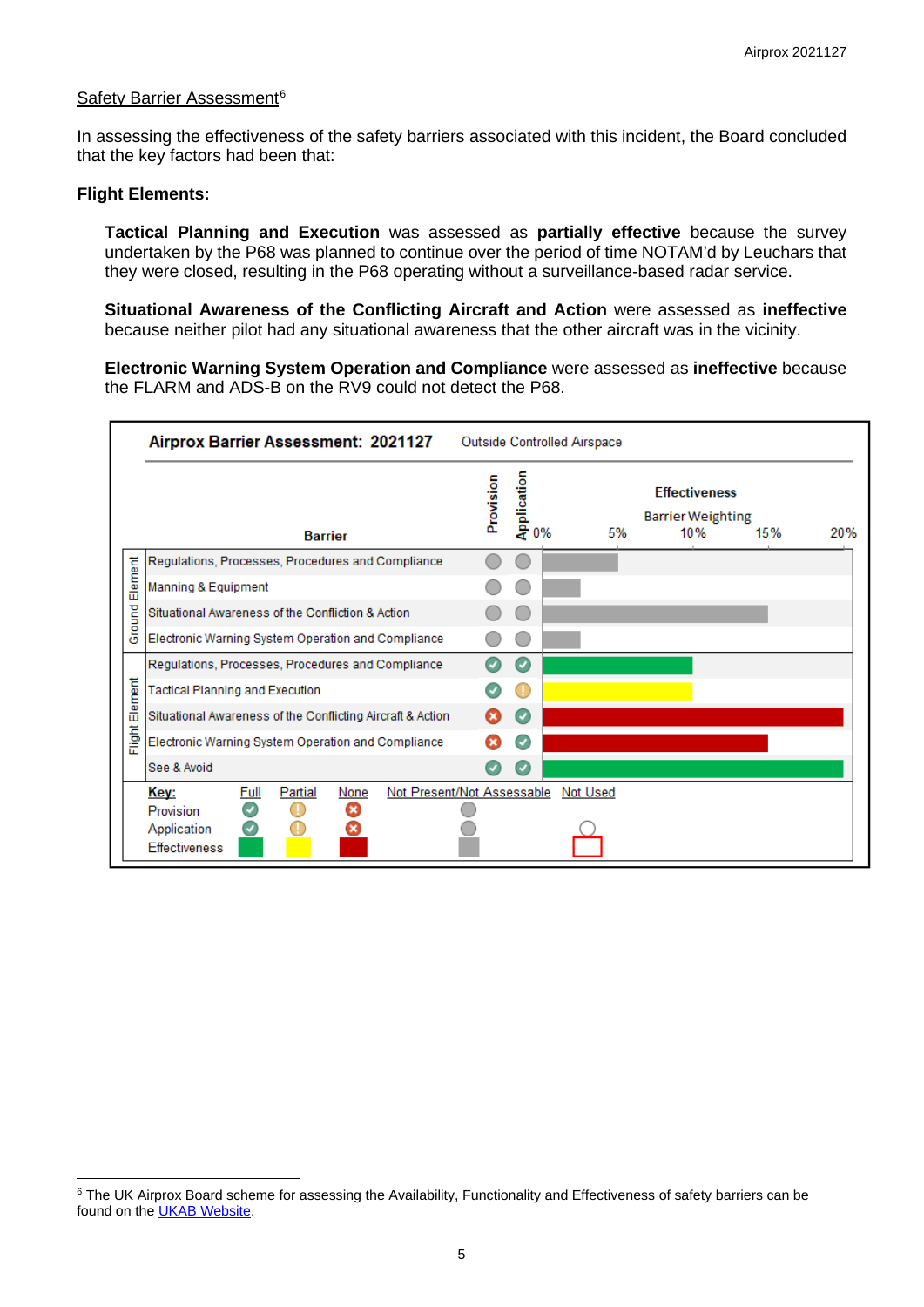Safety Barrier Assessment[6]

In assessing the effectiveness of the safety barriers associated with this incident, the Board concluded that the key factors had been that:

**Flight Elements:**

**Tactical Planning and Execution** was assessed as **partially effective** because the survey undertaken by the P68 was planned to continue over the period of time NOTAM'd by Leuchars that they were closed, resulting in the P68 operating without a surveillance-based radar service.

**Situational Awareness of the Conflicting Aircraft and Action** were assessed as **ineffective** because neither pilot had any situational awareness that the other aircraft was in the vicinity.

**Electronic Warning System Operation and Compliance** were assessed as **ineffective** because the FLARM and ADS-B on the RV9 could not detect the P68.

Airprox Barrier Assessment: 2021127

Outside Controlled Airspace

Barrier

Provision

Application

Effectiveness

Barrier Weighting

0% 5% 10% 15% 20%

Ground Element

Regulations, Processes, Procedures and Compliance

Manning & Equipment

Situational Awareness of the Confliction & Action

Electronic Warning System Operation and Compliance

Flight Element

Regulations, Processes, Procedures and Compliance

Tactical Planning and Execution

Situational Awareness of the Conflicting Aircraft & Action

Electronic Warning System Operation and Compliance

See & Avoid

Key: Full Partial None Not Present/Not Assessable Not Used

Provision

Application

Effectiveness

---

[6] The UK Airprox Board scheme for assessing the Availability, Functionality and Effectiveness of safety barriers can be found on the UKAB Website.